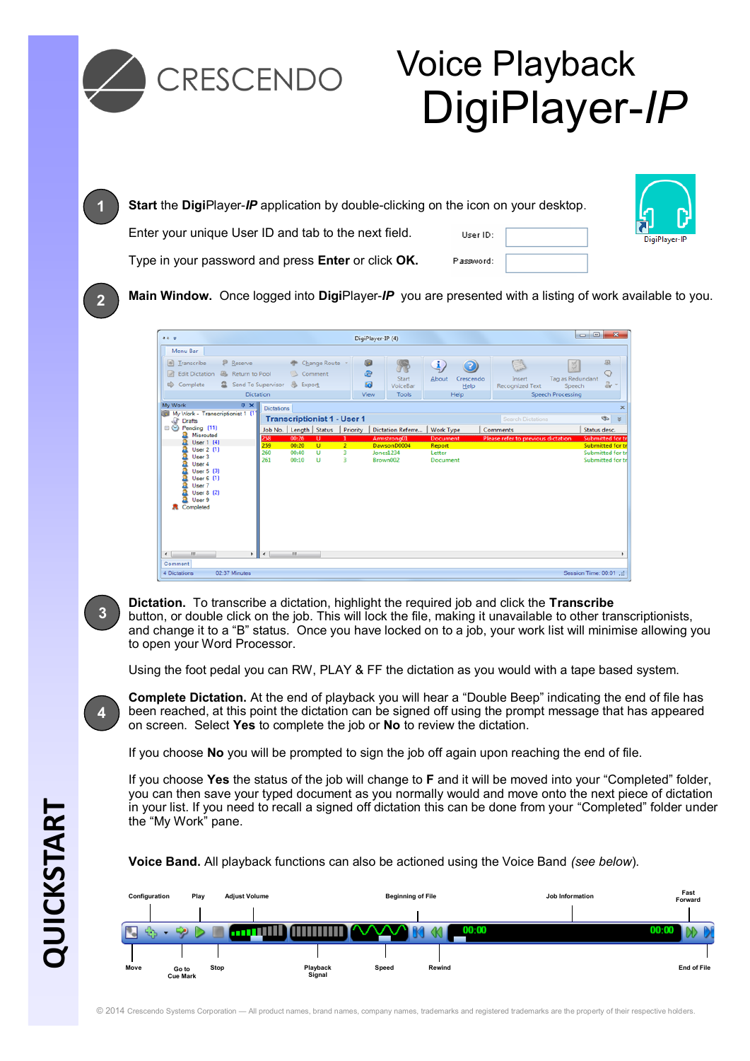CRESCENDO

# Voice Playback DigiPlayer-*IP*

QUICKSTART

**1** **Start** the **Digi**Player-***IP*** application by double-clicking on the icon on your desktop.

Enter your unique User ID and tab to the next field.

Type in your password and press **Enter** or click **OK.**

User ID:

Password:

DigiPlayer-IP

**2** **Main Window.** Once logged into **Digi**Player-***IP*** you are presented with a listing of work available to you.

**3** **Dictation.** To transcribe a dictation, highlight the required job and click the **Transcribe** button, or double click on the job. This will lock the file, making it unavailable to other transcriptionists, and change it to a "B" status. Once you have locked on to a job, your work list will minimise allowing you to open your Word Processor.

Using the foot pedal you can RW, PLAY & FF the dictation as you would with a tape based system.

**4** **Complete Dictation.** At the end of playback you will hear a "Double Beep" indicating the end of file has been reached, at this point the dictation can be signed off using the prompt message that has appeared on screen. Select **Yes** to complete the job or **No** to review the dictation.

If you choose **No** you will be prompted to sign the job off again upon reaching the end of file.

If you choose **Yes** the status of the job will change to **F** and it will be moved into your "Completed" folder, you can then save your typed document as you normally would and move onto the next piece of dictation in your list. If you need to recall a signed off dictation this can be done from your "Completed" folder under the "My Work" pane.

**Voice Band.** All playback functions can also be actioned using the Voice Band *(see below)*.

Configuration, Play, Adjust Volume, Beginning of File, Job Information, Fast Forward

Move, Go to Cue Mark, Stop, Playback Signal, Speed, Rewind, End of File

© 2014 Crescendo Systems Corporation — All product names, brand names, company names, trademarks and registered trademarks are the property of their respective holders.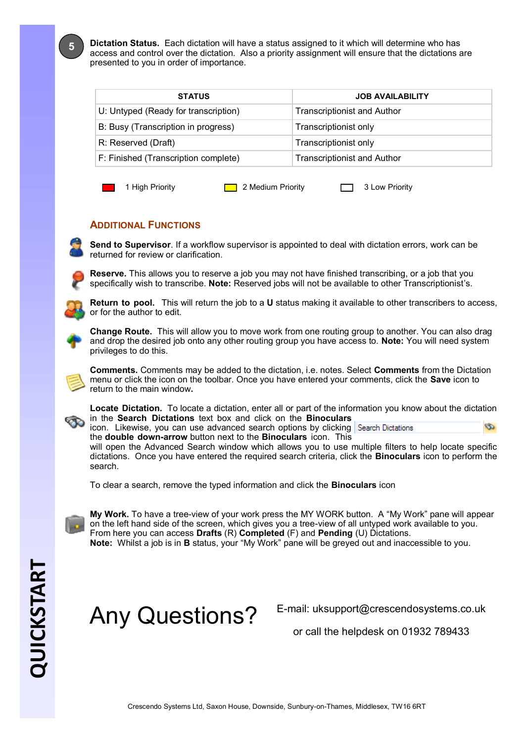5 **Dictation Status.** Each dictation will have a status assigned to it which will determine who has access and control over the dictation. Also a priority assignment will ensure that the dictations are presented to you in order of importance.

| STATUS | JOB AVAILABILITY |
|---|---|
| U: Untyped (Ready for transcription) | Transcriptionist and Author |
| B: Busy (Transcription in progress) | Transcriptionist only |
| R: Reserved (Draft) | Transcriptionist only |
| F: Finished (Transcription complete) | Transcriptionist and Author |

1 High Priority    2 Medium Priority    3 Low Priority

## Additional Functions

**Send to Supervisor**. If a workflow supervisor is appointed to deal with dictation errors, work can be returned for review or clarification.

**Reserve.** This allows you to reserve a job you may not have finished transcribing, or a job that you specifically wish to transcribe. **Note:** Reserved jobs will not be available to other Transcriptionist's.

**Return to pool.** This will return the job to a **U** status making it available to other transcribers to access, or for the author to edit.

**Change Route.** This will allow you to move work from one routing group to another. You can also drag and drop the desired job onto any other routing group you have access to. **Note:** You will need system privileges to do this.

**Comments.** Comments may be added to the dictation, i.e. notes. Select **Comments** from the Dictation menu or click the icon on the toolbar. Once you have entered your comments, click the **Save** icon to return to the main window**.**

**Locate Dictation.** To locate a dictation, enter all or part of the information you know about the dictation in the **Search Dictations** text box and click on the **Binoculars** icon. Likewise, you can use advanced search options by clicking the **double down-arrow** button next to the **Binoculars** icon. This will open the Advanced Search window which allows you to use multiple filters to help locate specific dictations. Once you have entered the required search criteria, click the **Binoculars** icon to perform the search.

Search Dictations

To clear a search, remove the typed information and click the **Binoculars** icon

**My Work.** To have a tree-view of your work press the MY WORK button. A "My Work" pane will appear on the left hand side of the screen, which gives you a tree-view of all untyped work available to you. From here you can access **Drafts** (R) **Completed** (F) and **Pending** (U) Dictations.
**Note:** Whilst a job is in **B** status, your "My Work" pane will be greyed out and inaccessible to you.

# Any Questions?

E-mail: uksupport@crescendosystems.co.uk

or call the helpdesk on 01932 789433

QUICKSTART

Crescendo Systems Ltd, Saxon House, Downside, Sunbury-on-Thames, Middlesex, TW16 6RT